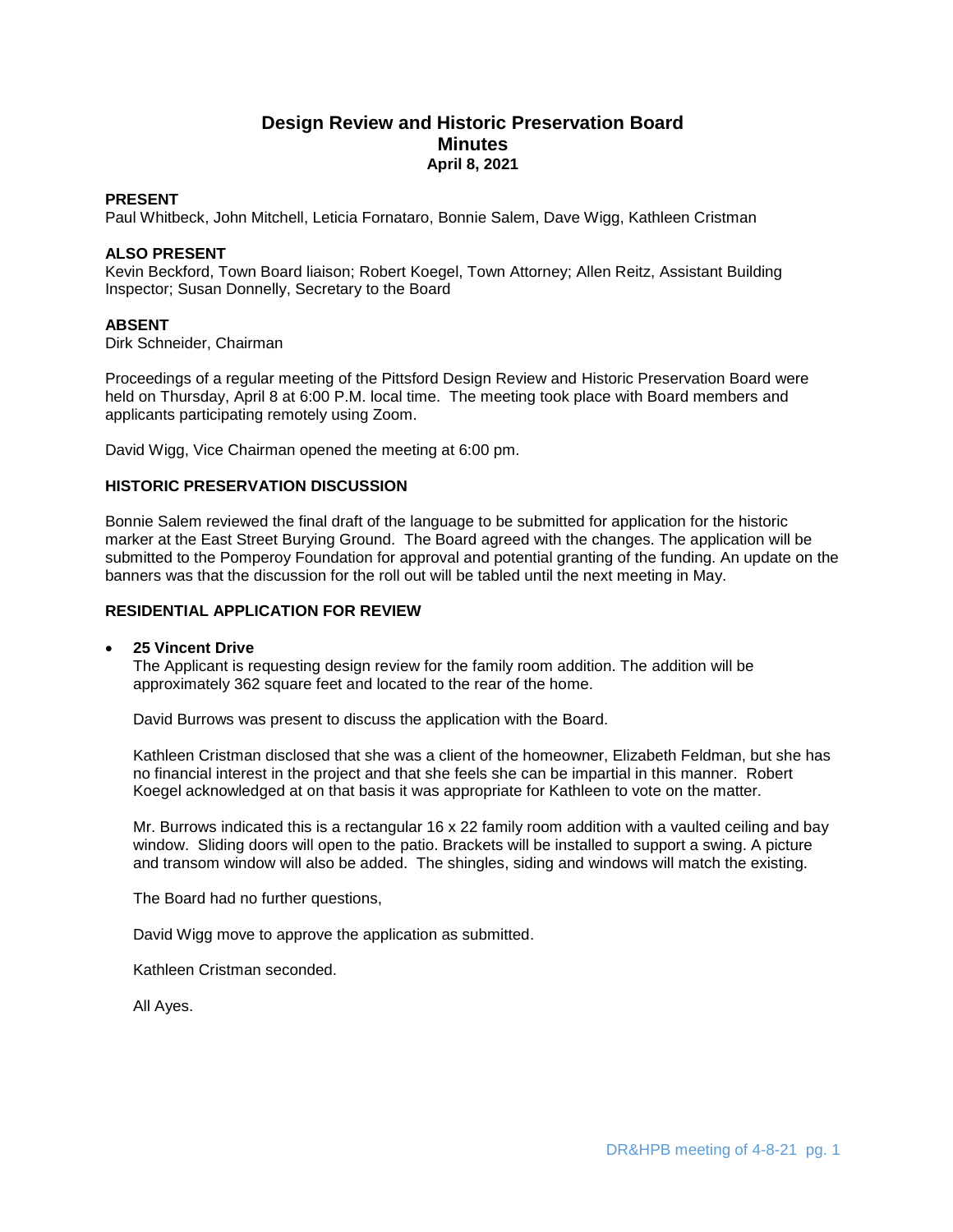# Design Review and Historic Preservation Board
## Minutes
**April 8, 2021**

**PRESENT**
Paul Whitbeck, John Mitchell, Leticia Fornataro, Bonnie Salem, Dave Wigg, Kathleen Cristman

**ALSO PRESENT**
Kevin Beckford, Town Board liaison; Robert Koegel, Town Attorney; Allen Reitz, Assistant Building Inspector; Susan Donnelly, Secretary to the Board

**ABSENT**
Dirk Schneider, Chairman

Proceedings of a regular meeting of the Pittsford Design Review and Historic Preservation Board were held on Thursday, April 8 at 6:00 P.M. local time. The meeting took place with Board members and applicants participating remotely using Zoom.

David Wigg, Vice Chairman opened the meeting at 6:00 pm.

**HISTORIC PRESERVATION DISCUSSION**

Bonnie Salem reviewed the final draft of the language to be submitted for application for the historic marker at the East Street Burying Ground. The Board agreed with the changes. The application will be submitted to the Pomperoy Foundation for approval and potential granting of the funding. An update on the banners was that the discussion for the roll out will be tabled until the next meeting in May.

**RESIDENTIAL APPLICATION FOR REVIEW**

- **25 Vincent Drive**
  The Applicant is requesting design review for the family room addition. The addition will be approximately 362 square feet and located to the rear of the home.

  David Burrows was present to discuss the application with the Board.

  Kathleen Cristman disclosed that she was a client of the homeowner, Elizabeth Feldman, but she has no financial interest in the project and that she feels she can be impartial in this manner. Robert Koegel acknowledged at on that basis it was appropriate for Kathleen to vote on the matter.

  Mr. Burrows indicated this is a rectangular 16 x 22 family room addition with a vaulted ceiling and bay window. Sliding doors will open to the patio. Brackets will be installed to support a swing. A picture and transom window will also be added. The shingles, siding and windows will match the existing.

  The Board had no further questions,

  David Wigg move to approve the application as submitted.

  Kathleen Cristman seconded.

  All Ayes.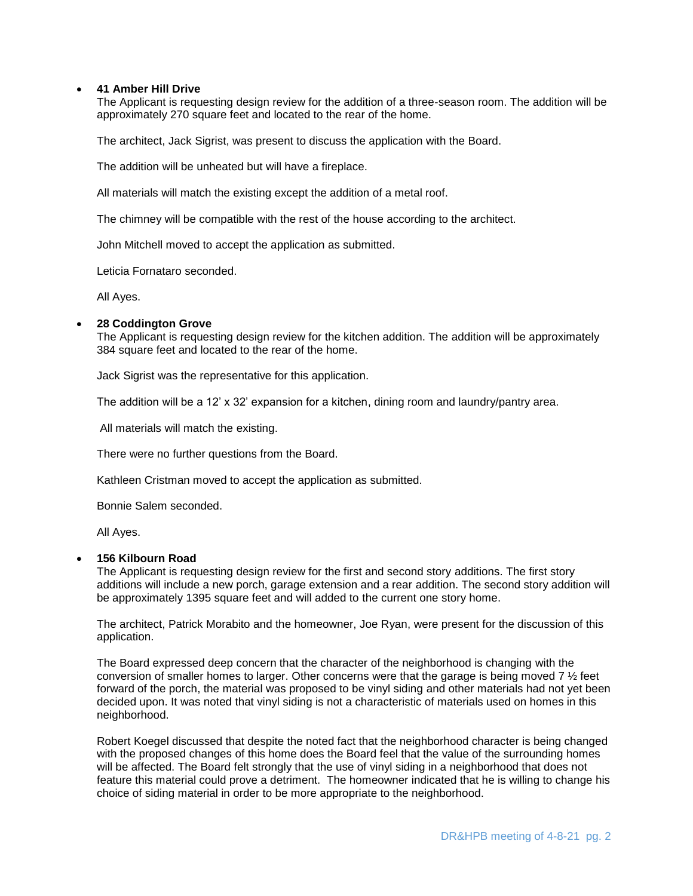- **41 Amber Hill Drive**
  The Applicant is requesting design review for the addition of a three-season room. The addition will be approximately 270 square feet and located to the rear of the home.

  The architect, Jack Sigrist, was present to discuss the application with the Board.

  The addition will be unheated but will have a fireplace.

  All materials will match the existing except the addition of a metal roof.

  The chimney will be compatible with the rest of the house according to the architect.

  John Mitchell moved to accept the application as submitted.

  Leticia Fornataro seconded.

  All Ayes.

- **28 Coddington Grove**
  The Applicant is requesting design review for the kitchen addition. The addition will be approximately 384 square feet and located to the rear of the home.

  Jack Sigrist was the representative for this application.

  The addition will be a 12' x 32' expansion for a kitchen, dining room and laundry/pantry area.

  All materials will match the existing.

  There were no further questions from the Board.

  Kathleen Cristman moved to accept the application as submitted.

  Bonnie Salem seconded.

  All Ayes.

- **156 Kilbourn Road**
  The Applicant is requesting design review for the first and second story additions. The first story additions will include a new porch, garage extension and a rear addition. The second story addition will be approximately 1395 square feet and will added to the current one story home.

  The architect, Patrick Morabito and the homeowner, Joe Ryan, were present for the discussion of this application.

  The Board expressed deep concern that the character of the neighborhood is changing with the conversion of smaller homes to larger. Other concerns were that the garage is being moved 7 ½ feet forward of the porch, the material was proposed to be vinyl siding and other materials had not yet been decided upon. It was noted that vinyl siding is not a characteristic of materials used on homes in this neighborhood.

  Robert Koegel discussed that despite the noted fact that the neighborhood character is being changed with the proposed changes of this home does the Board feel that the value of the surrounding homes will be affected. The Board felt strongly that the use of vinyl siding in a neighborhood that does not feature this material could prove a detriment. The homeowner indicated that he is willing to change his choice of siding material in order to be more appropriate to the neighborhood.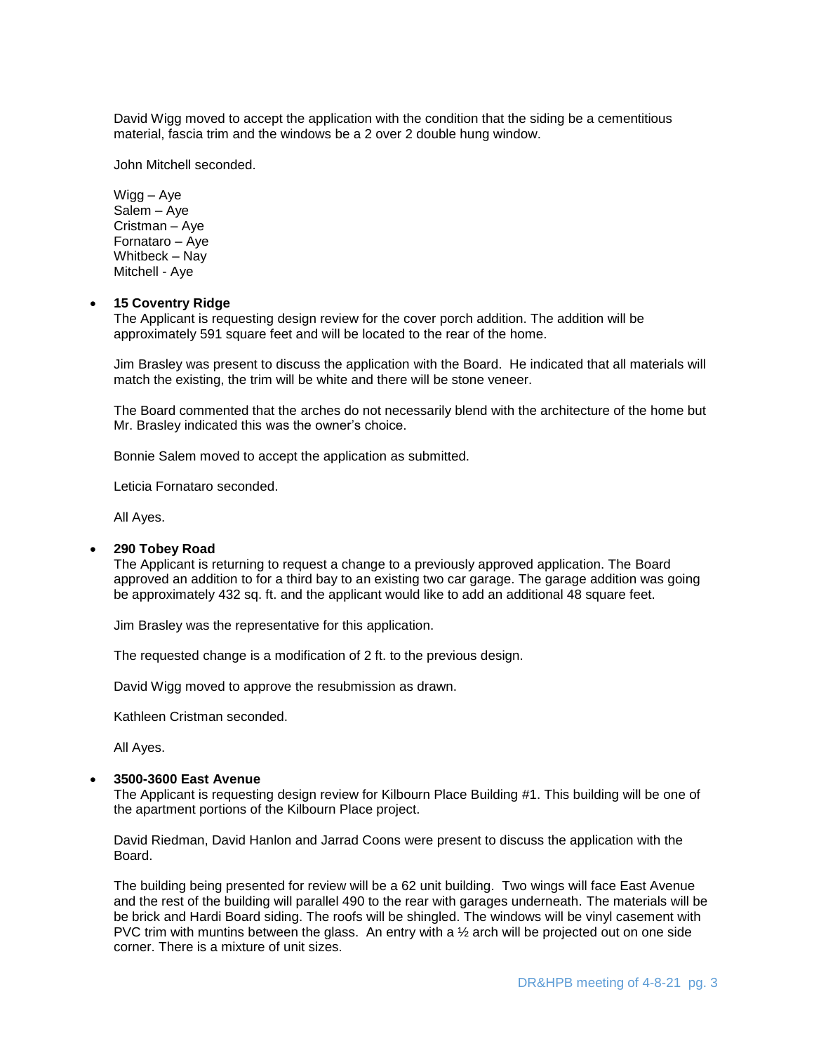David Wigg moved to accept the application with the condition that the siding be a cementitious material, fascia trim and the windows be a 2 over 2 double hung window.

John Mitchell seconded.

Wigg – Aye
Salem – Aye
Cristman – Aye
Fornataro – Aye
Whitbeck – Nay
Mitchell - Aye

- **15 Coventry Ridge**
  The Applicant is requesting design review for the cover porch addition. The addition will be approximately 591 square feet and will be located to the rear of the home.

  Jim Brasley was present to discuss the application with the Board. He indicated that all materials will match the existing, the trim will be white and there will be stone veneer.

  The Board commented that the arches do not necessarily blend with the architecture of the home but Mr. Brasley indicated this was the owner's choice.

  Bonnie Salem moved to accept the application as submitted.

  Leticia Fornataro seconded.

  All Ayes.

- **290 Tobey Road**
  The Applicant is returning to request a change to a previously approved application. The Board approved an addition to for a third bay to an existing two car garage. The garage addition was going be approximately 432 sq. ft. and the applicant would like to add an additional 48 square feet.

  Jim Brasley was the representative for this application.

  The requested change is a modification of 2 ft. to the previous design.

  David Wigg moved to approve the resubmission as drawn.

  Kathleen Cristman seconded.

  All Ayes.

- **3500-3600 East Avenue**
  The Applicant is requesting design review for Kilbourn Place Building #1. This building will be one of the apartment portions of the Kilbourn Place project.

  David Riedman, David Hanlon and Jarrad Coons were present to discuss the application with the Board.

  The building being presented for review will be a 62 unit building. Two wings will face East Avenue and the rest of the building will parallel 490 to the rear with garages underneath. The materials will be be brick and Hardi Board siding. The roofs will be shingled. The windows will be vinyl casement with PVC trim with muntins between the glass. An entry with a ½ arch will be projected out on one side corner. There is a mixture of unit sizes.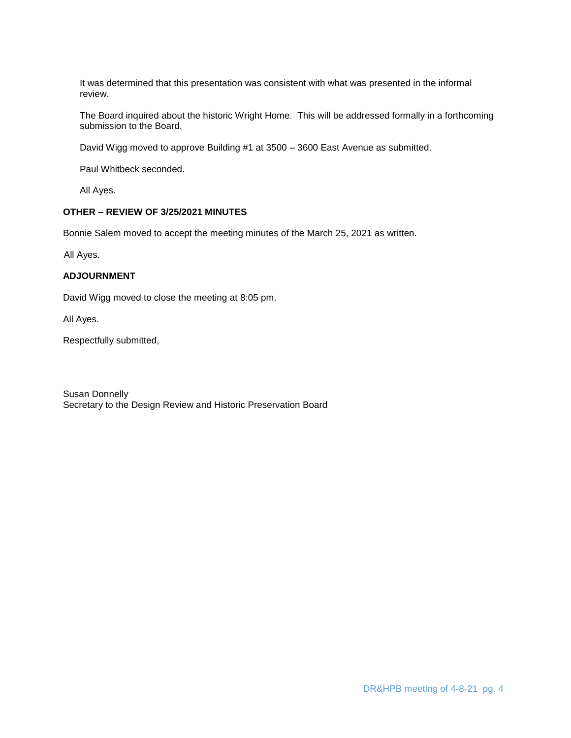It was determined that this presentation was consistent with what was presented in the informal review.

The Board inquired about the historic Wright Home. This will be addressed formally in a forthcoming submission to the Board.

David Wigg moved to approve Building #1 at 3500 – 3600 East Avenue as submitted.

Paul Whitbeck seconded.

All Ayes.

**OTHER – REVIEW OF 3/25/2021 MINUTES**

Bonnie Salem moved to accept the meeting minutes of the March 25, 2021 as written.

All Ayes.

**ADJOURNMENT**

David Wigg moved to close the meeting at 8:05 pm.

All Ayes.

Respectfully submitted,

Susan Donnelly
Secretary to the Design Review and Historic Preservation Board